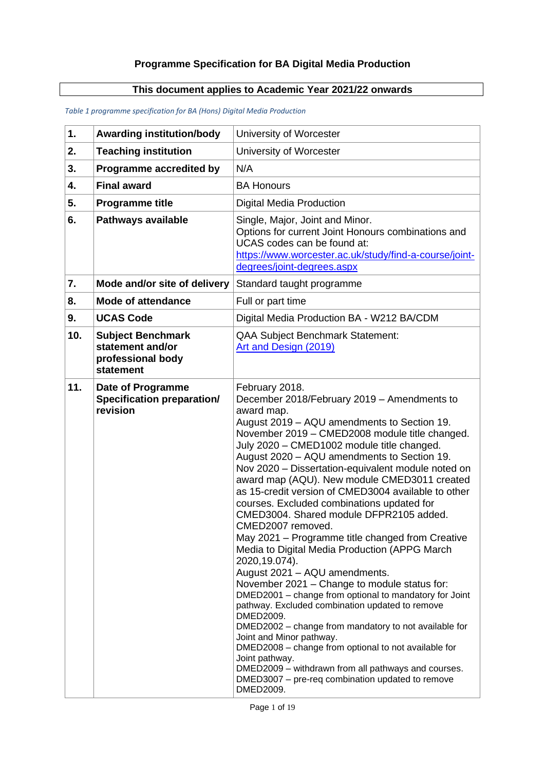# Programme Specification for BA Digital Media Production

**This document applies to Academic Year 2021/22 onwards**

*Table 1 programme specification for BA (Hons) Digital Media Production*

| | | |
|---|---|---|
| **1.** | **Awarding institution/body** | University of Worcester |
| **2.** | **Teaching institution** | University of Worcester |
| **3.** | **Programme accredited by** | N/A |
| **4.** | **Final award** | BA Honours |
| **5.** | **Programme title** | Digital Media Production |
| **6.** | **Pathways available** | Single, Major, Joint and Minor.<br>Options for current Joint Honours combinations and UCAS codes can be found at: [https://www.worcester.ac.uk/study/find-a-course/joint-degrees/joint-degrees.aspx](https://www.worcester.ac.uk/study/find-a-course/joint-degrees/joint-degrees.aspx) |
| **7.** | **Mode and/or site of delivery** | Standard taught programme |
| **8.** | **Mode of attendance** | Full or part time |
| **9.** | **UCAS Code** | Digital Media Production BA - W212 BA/CDM |
| **10.** | **Subject Benchmark statement and/or professional body statement** | QAA Subject Benchmark Statement: [Art and Design (2019)]() |
| **11.** | **Date of Programme Specification preparation/ revision** | February 2018.<br>December 2018/February 2019 – Amendments to award map.<br>August 2019 – AQU amendments to Section 19.<br>November 2019 – CMED2008 module title changed.<br>July 2020 – CMED1002 module title changed.<br>August 2020 – AQU amendments to Section 19.<br>Nov 2020 – Dissertation-equivalent module noted on award map (AQU). New module CMED3011 created as 15-credit version of CMED3004 available to other courses. Excluded combinations updated for CMED3004. Shared module DFPR2105 added. CMED2007 removed.<br>May 2021 – Programme title changed from Creative Media to Digital Media Production (APPG March 2020,19.074).<br>August 2021 – AQU amendments.<br>November 2021 – Change to module status for:<br>DMED2001 – change from optional to mandatory for Joint pathway. Excluded combination updated to remove DMED2009.<br>DMED2002 – change from mandatory to not available for Joint and Minor pathway.<br>DMED2008 – change from optional to not available for Joint pathway.<br>DMED2009 – withdrawn from all pathways and courses.<br>DMED3007 – pre-req combination updated to remove DMED2009. |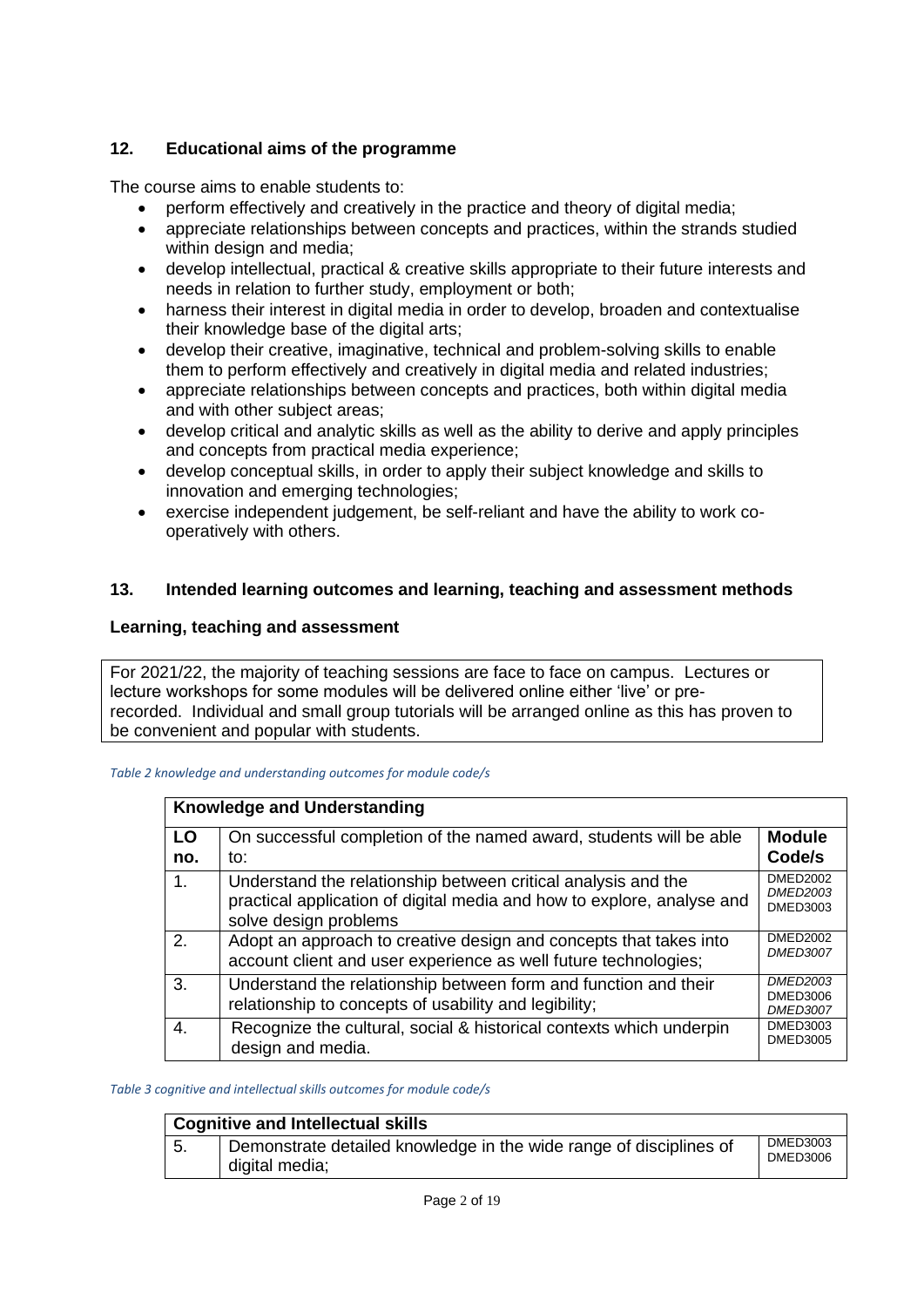## 12. Educational aims of the programme

The course aims to enable students to:

- perform effectively and creatively in the practice and theory of digital media;
- appreciate relationships between concepts and practices, within the strands studied within design and media;
- develop intellectual, practical & creative skills appropriate to their future interests and needs in relation to further study, employment or both;
- harness their interest in digital media in order to develop, broaden and contextualise their knowledge base of the digital arts;
- develop their creative, imaginative, technical and problem-solving skills to enable them to perform effectively and creatively in digital media and related industries;
- appreciate relationships between concepts and practices, both within digital media and with other subject areas;
- develop critical and analytic skills as well as the ability to derive and apply principles and concepts from practical media experience;
- develop conceptual skills, in order to apply their subject knowledge and skills to innovation and emerging technologies;
- exercise independent judgement, be self-reliant and have the ability to work co-operatively with others.

## 13. Intended learning outcomes and learning, teaching and assessment methods

### Learning, teaching and assessment

For 2021/22, the majority of teaching sessions are face to face on campus. Lectures or lecture workshops for some modules will be delivered online either 'live' or pre-recorded. Individual and small group tutorials will be arranged online as this has proven to be convenient and popular with students.

*Table 2 knowledge and understanding outcomes for module code/s*

| **Knowledge and Understanding** | | |
|---|---|---|
| **LO no.** | On successful completion of the named award, students will be able to: | **Module Code/s** |
| 1. | Understand the relationship between critical analysis and the practical application of digital media and how to explore, analyse and solve design problems | DMED2002 *DMED2003* DMED3003 |
| 2. | Adopt an approach to creative design and concepts that takes into account client and user experience as well future technologies; | DMED2002 *DMED3007* |
| 3. | Understand the relationship between form and function and their relationship to concepts of usability and legibility; | *DMED2003* DMED3006 *DMED3007* |
| 4. | Recognize the cultural, social & historical contexts which underpin design and media. | DMED3003 DMED3005 |

*Table 3 cognitive and intellectual skills outcomes for module code/s*

| **Cognitive and Intellectual skills** | | |
|---|---|---|
| 5. | Demonstrate detailed knowledge in the wide range of disciplines of digital media; | DMED3003 DMED3006 |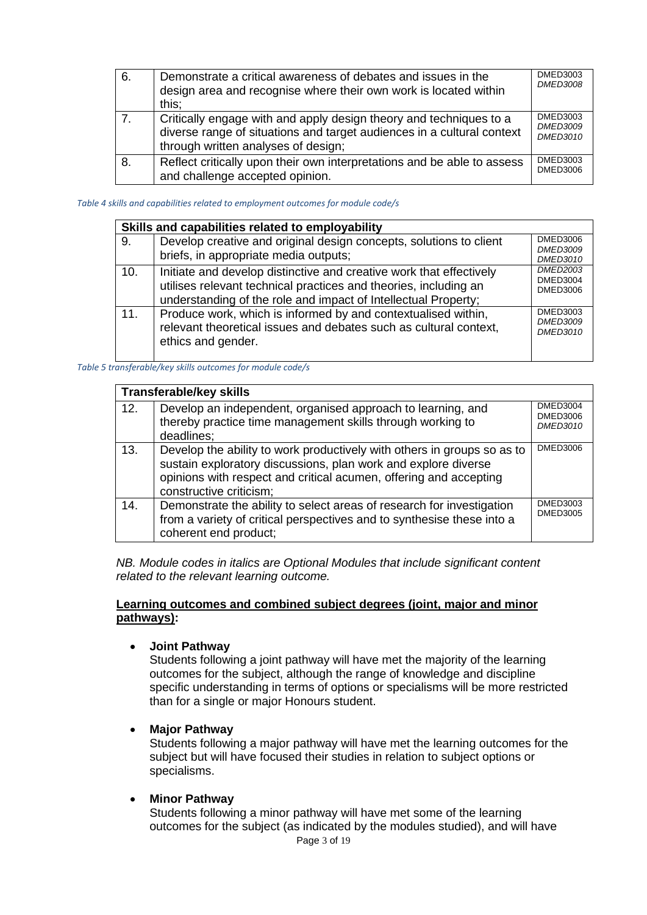| | | |
|---|---|---|
| 6. | Demonstrate a critical awareness of debates and issues in the design area and recognise where their own work is located within this; | DMED3003 *DMED3008* |
| 7. | Critically engage with and apply design theory and techniques to a diverse range of situations and target audiences in a cultural context through written analyses of design; | DMED3003 *DMED3009* *DMED3010* |
| 8. | Reflect critically upon their own interpretations and be able to assess and challenge accepted opinion. | DMED3003 DMED3006 |

*Table 4 skills and capabilities related to employment outcomes for module code/s*

| **Skills and capabilities related to employability** | | |
|---|---|---|
| 9. | Develop creative and original design concepts, solutions to client briefs, in appropriate media outputs; | DMED3006 *DMED3009* *DMED3010* |
| 10. | Initiate and develop distinctive and creative work that effectively utilises relevant technical practices and theories, including an understanding of the role and impact of Intellectual Property; | *DMED2003* DMED3004 DMED3006 |
| 11. | Produce work, which is informed by and contextualised within, relevant theoretical issues and debates such as cultural context, ethics and gender. | DMED3003 *DMED3009* *DMED3010* |

*Table 5 transferable/key skills outcomes for module code/s*

| **Transferable/key skills** | | |
|---|---|---|
| 12. | Develop an independent, organised approach to learning, and thereby practice time management skills through working to deadlines; | DMED3004 DMED3006 *DMED3010* |
| 13. | Develop the ability to work productively with others in groups so as to sustain exploratory discussions, plan work and explore diverse opinions with respect and critical acumen, offering and accepting constructive criticism; | DMED3006 |
| 14. | Demonstrate the ability to select areas of research for investigation from a variety of critical perspectives and to synthesise these into a coherent end product; | DMED3003 DMED3005 |

*NB. Module codes in italics are Optional Modules that include significant content related to the relevant learning outcome.*

**Learning outcomes and combined subject degrees (joint, major and minor pathways):**

- **Joint Pathway**
  Students following a joint pathway will have met the majority of the learning outcomes for the subject, although the range of knowledge and discipline specific understanding in terms of options or specialisms will be more restricted than for a single or major Honours student.

- **Major Pathway**
  Students following a major pathway will have met the learning outcomes for the subject but will have focused their studies in relation to subject options or specialisms.

- **Minor Pathway**
  Students following a minor pathway will have met some of the learning outcomes for the subject (as indicated by the modules studied), and will have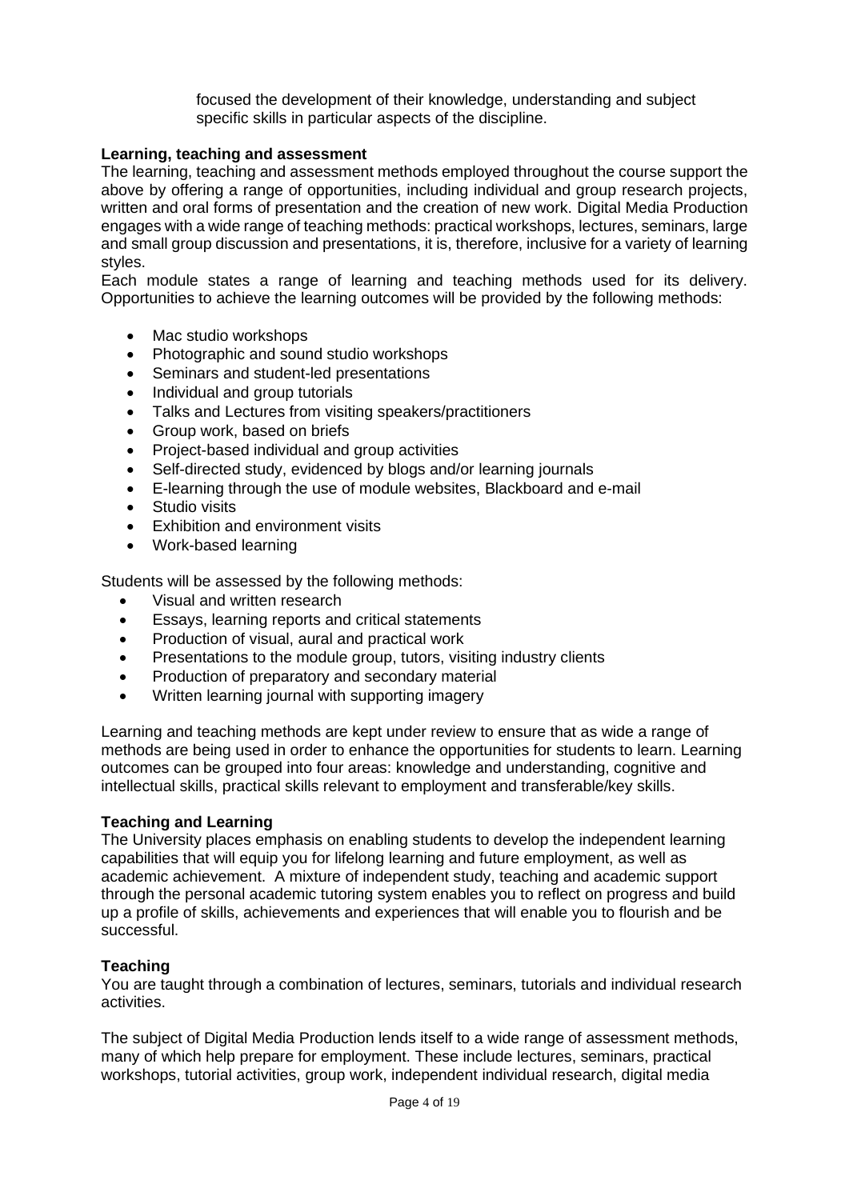focused the development of their knowledge, understanding and subject specific skills in particular aspects of the discipline.

**Learning, teaching and assessment**

The learning, teaching and assessment methods employed throughout the course support the above by offering a range of opportunities, including individual and group research projects, written and oral forms of presentation and the creation of new work. Digital Media Production engages with a wide range of teaching methods: practical workshops, lectures, seminars, large and small group discussion and presentations, it is, therefore, inclusive for a variety of learning styles.

Each module states a range of learning and teaching methods used for its delivery. Opportunities to achieve the learning outcomes will be provided by the following methods:

- Mac studio workshops
- Photographic and sound studio workshops
- Seminars and student-led presentations
- Individual and group tutorials
- Talks and Lectures from visiting speakers/practitioners
- Group work, based on briefs
- Project-based individual and group activities
- Self-directed study, evidenced by blogs and/or learning journals
- E-learning through the use of module websites, Blackboard and e-mail
- Studio visits
- Exhibition and environment visits
- Work-based learning

Students will be assessed by the following methods:

- Visual and written research
- Essays, learning reports and critical statements
- Production of visual, aural and practical work
- Presentations to the module group, tutors, visiting industry clients
- Production of preparatory and secondary material
- Written learning journal with supporting imagery

Learning and teaching methods are kept under review to ensure that as wide a range of methods are being used in order to enhance the opportunities for students to learn. Learning outcomes can be grouped into four areas: knowledge and understanding, cognitive and intellectual skills, practical skills relevant to employment and transferable/key skills.

**Teaching and Learning**

The University places emphasis on enabling students to develop the independent learning capabilities that will equip you for lifelong learning and future employment, as well as academic achievement. A mixture of independent study, teaching and academic support through the personal academic tutoring system enables you to reflect on progress and build up a profile of skills, achievements and experiences that will enable you to flourish and be successful.

**Teaching**

You are taught through a combination of lectures, seminars, tutorials and individual research activities.

The subject of Digital Media Production lends itself to a wide range of assessment methods, many of which help prepare for employment. These include lectures, seminars, practical workshops, tutorial activities, group work, independent individual research, digital media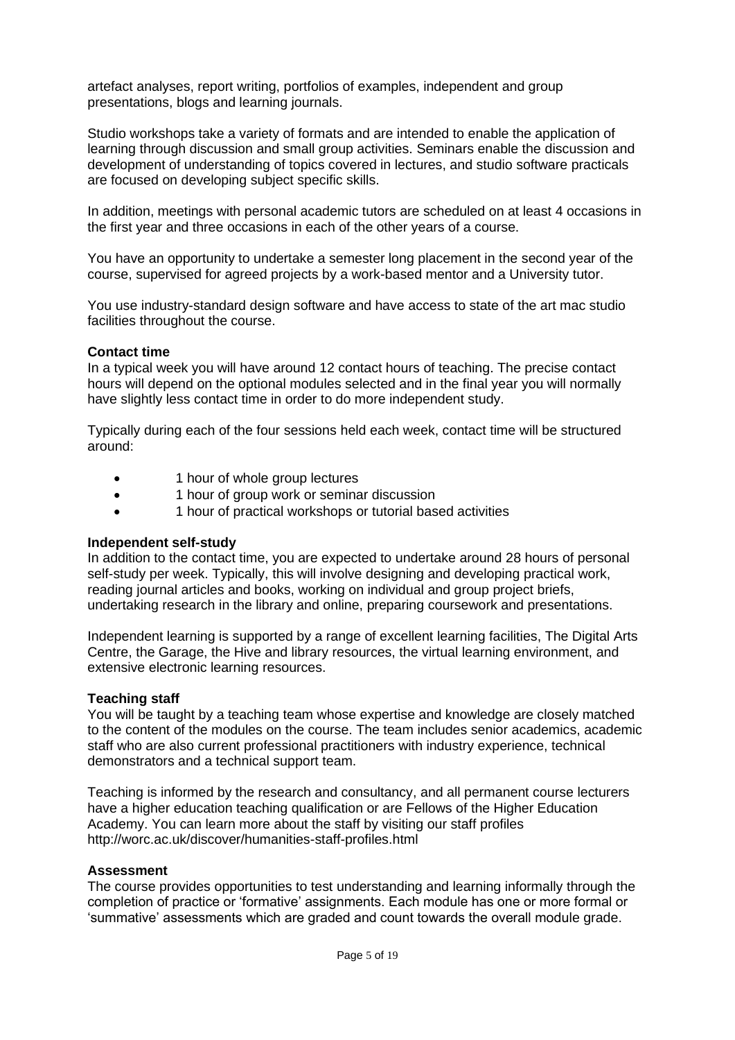artefact analyses, report writing, portfolios of examples, independent and group presentations, blogs and learning journals.

Studio workshops take a variety of formats and are intended to enable the application of learning through discussion and small group activities. Seminars enable the discussion and development of understanding of topics covered in lectures, and studio software practicals are focused on developing subject specific skills.

In addition, meetings with personal academic tutors are scheduled on at least 4 occasions in the first year and three occasions in each of the other years of a course.

You have an opportunity to undertake a semester long placement in the second year of the course, supervised for agreed projects by a work-based mentor and a University tutor.

You use industry-standard design software and have access to state of the art mac studio facilities throughout the course.

**Contact time**
In a typical week you will have around 12 contact hours of teaching. The precise contact hours will depend on the optional modules selected and in the final year you will normally have slightly less contact time in order to do more independent study.

Typically during each of the four sessions held each week, contact time will be structured around:

- 1 hour of whole group lectures
- 1 hour of group work or seminar discussion
- 1 hour of practical workshops or tutorial based activities

**Independent self-study**
In addition to the contact time, you are expected to undertake around 28 hours of personal self-study per week. Typically, this will involve designing and developing practical work, reading journal articles and books, working on individual and group project briefs, undertaking research in the library and online, preparing coursework and presentations.

Independent learning is supported by a range of excellent learning facilities, The Digital Arts Centre, the Garage, the Hive and library resources, the virtual learning environment, and extensive electronic learning resources.

**Teaching staff**
You will be taught by a teaching team whose expertise and knowledge are closely matched to the content of the modules on the course. The team includes senior academics, academic staff who are also current professional practitioners with industry experience, technical demonstrators and a technical support team.

Teaching is informed by the research and consultancy, and all permanent course lecturers have a higher education teaching qualification or are Fellows of the Higher Education Academy. You can learn more about the staff by visiting our staff profiles http://worc.ac.uk/discover/humanities-staff-profiles.html

**Assessment**
The course provides opportunities to test understanding and learning informally through the completion of practice or 'formative' assignments. Each module has one or more formal or 'summative' assessments which are graded and count towards the overall module grade.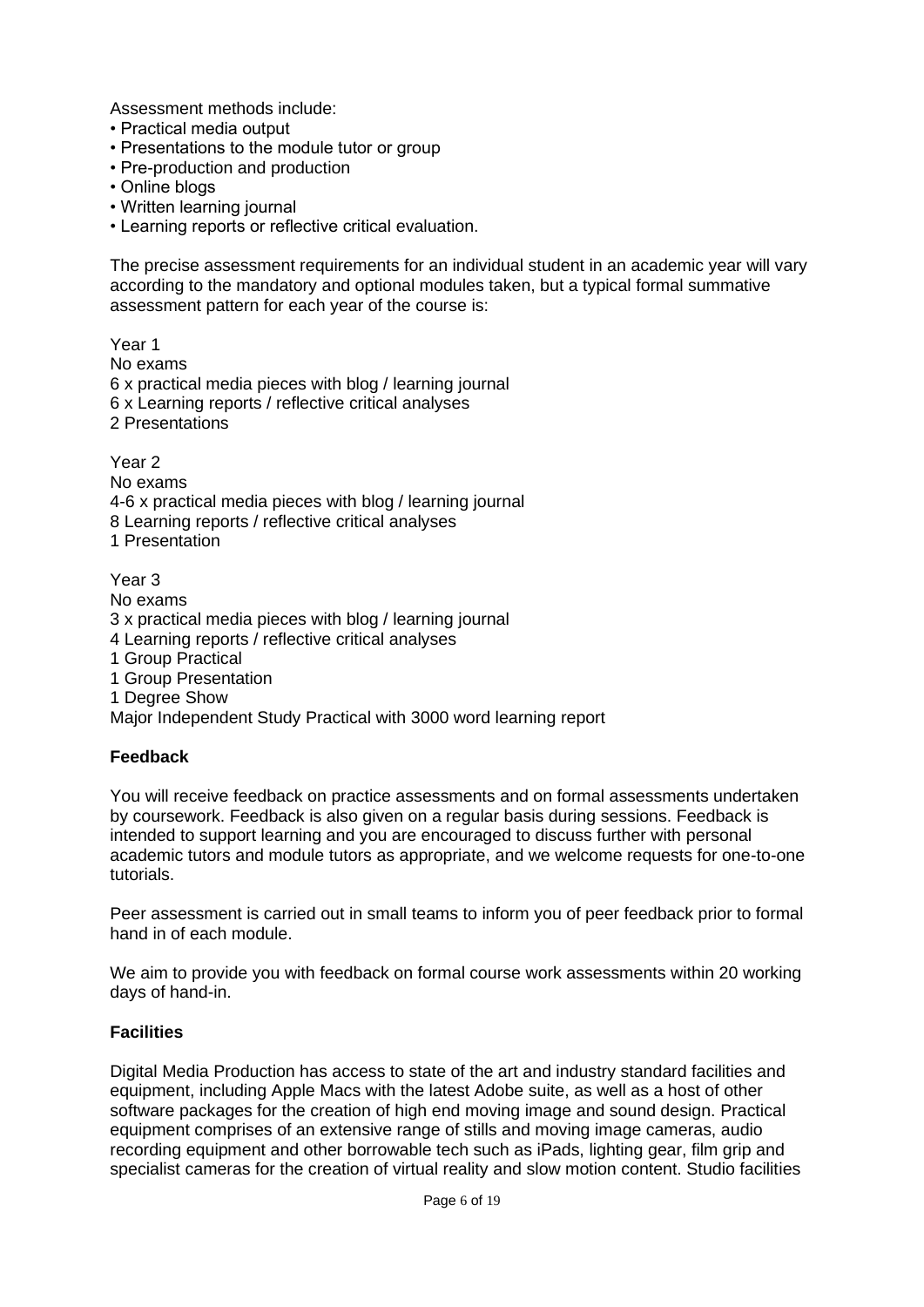Assessment methods include:

- Practical media output
- Presentations to the module tutor or group
- Pre-production and production
- Online blogs
- Written learning journal
- Learning reports or reflective critical evaluation.

The precise assessment requirements for an individual student in an academic year will vary according to the mandatory and optional modules taken, but a typical formal summative assessment pattern for each year of the course is:

Year 1
No exams
6 x practical media pieces with blog / learning journal
6 x Learning reports / reflective critical analyses
2 Presentations

Year 2
No exams
4-6 x practical media pieces with blog / learning journal
8 Learning reports / reflective critical analyses
1 Presentation

Year 3
No exams
3 x practical media pieces with blog / learning journal
4 Learning reports / reflective critical analyses
1 Group Practical
1 Group Presentation
1 Degree Show
Major Independent Study Practical with 3000 word learning report

**Feedback**

You will receive feedback on practice assessments and on formal assessments undertaken by coursework. Feedback is also given on a regular basis during sessions. Feedback is intended to support learning and you are encouraged to discuss further with personal academic tutors and module tutors as appropriate, and we welcome requests for one-to-one tutorials.

Peer assessment is carried out in small teams to inform you of peer feedback prior to formal hand in of each module.

We aim to provide you with feedback on formal course work assessments within 20 working days of hand-in.

**Facilities**

Digital Media Production has access to state of the art and industry standard facilities and equipment, including Apple Macs with the latest Adobe suite, as well as a host of other software packages for the creation of high end moving image and sound design. Practical equipment comprises of an extensive range of stills and moving image cameras, audio recording equipment and other borrowable tech such as iPads, lighting gear, film grip and specialist cameras for the creation of virtual reality and slow motion content. Studio facilities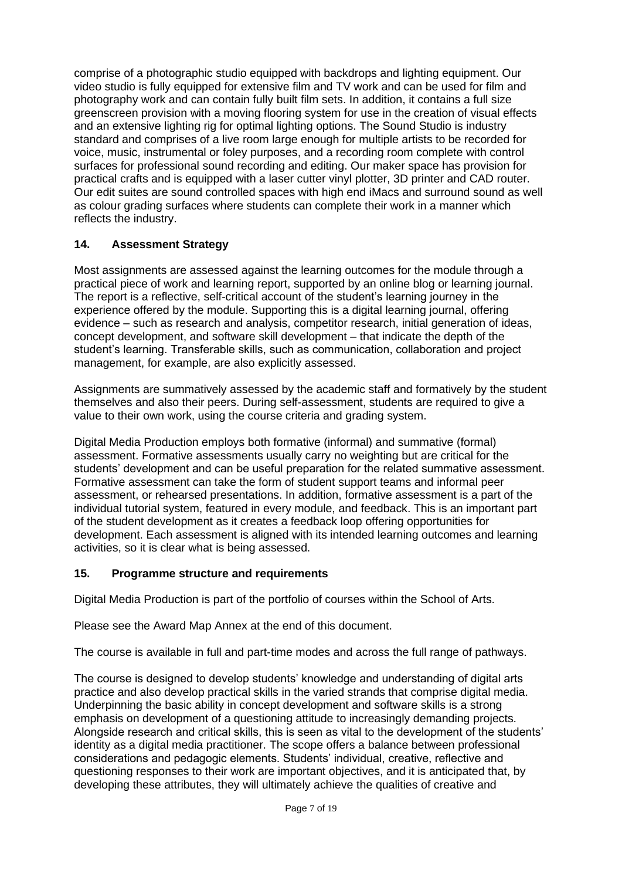comprise of a photographic studio equipped with backdrops and lighting equipment. Our video studio is fully equipped for extensive film and TV work and can be used for film and photography work and can contain fully built film sets. In addition, it contains a full size greenscreen provision with a moving flooring system for use in the creation of visual effects and an extensive lighting rig for optimal lighting options. The Sound Studio is industry standard and comprises of a live room large enough for multiple artists to be recorded for voice, music, instrumental or foley purposes, and a recording room complete with control surfaces for professional sound recording and editing. Our maker space has provision for practical crafts and is equipped with a laser cutter vinyl plotter, 3D printer and CAD router. Our edit suites are sound controlled spaces with high end iMacs and surround sound as well as colour grading surfaces where students can complete their work in a manner which reflects the industry.

## 14. Assessment Strategy

Most assignments are assessed against the learning outcomes for the module through a practical piece of work and learning report, supported by an online blog or learning journal. The report is a reflective, self-critical account of the student's learning journey in the experience offered by the module. Supporting this is a digital learning journal, offering evidence – such as research and analysis, competitor research, initial generation of ideas, concept development, and software skill development – that indicate the depth of the student's learning. Transferable skills, such as communication, collaboration and project management, for example, are also explicitly assessed.

Assignments are summatively assessed by the academic staff and formatively by the student themselves and also their peers. During self-assessment, students are required to give a value to their own work, using the course criteria and grading system.

Digital Media Production employs both formative (informal) and summative (formal) assessment. Formative assessments usually carry no weighting but are critical for the students' development and can be useful preparation for the related summative assessment. Formative assessment can take the form of student support teams and informal peer assessment, or rehearsed presentations. In addition, formative assessment is a part of the individual tutorial system, featured in every module, and feedback. This is an important part of the student development as it creates a feedback loop offering opportunities for development. Each assessment is aligned with its intended learning outcomes and learning activities, so it is clear what is being assessed.

## 15. Programme structure and requirements

Digital Media Production is part of the portfolio of courses within the School of Arts.

Please see the Award Map Annex at the end of this document.

The course is available in full and part-time modes and across the full range of pathways.

The course is designed to develop students' knowledge and understanding of digital arts practice and also develop practical skills in the varied strands that comprise digital media. Underpinning the basic ability in concept development and software skills is a strong emphasis on development of a questioning attitude to increasingly demanding projects. Alongside research and critical skills, this is seen as vital to the development of the students' identity as a digital media practitioner. The scope offers a balance between professional considerations and pedagogic elements. Students' individual, creative, reflective and questioning responses to their work are important objectives, and it is anticipated that, by developing these attributes, they will ultimately achieve the qualities of creative and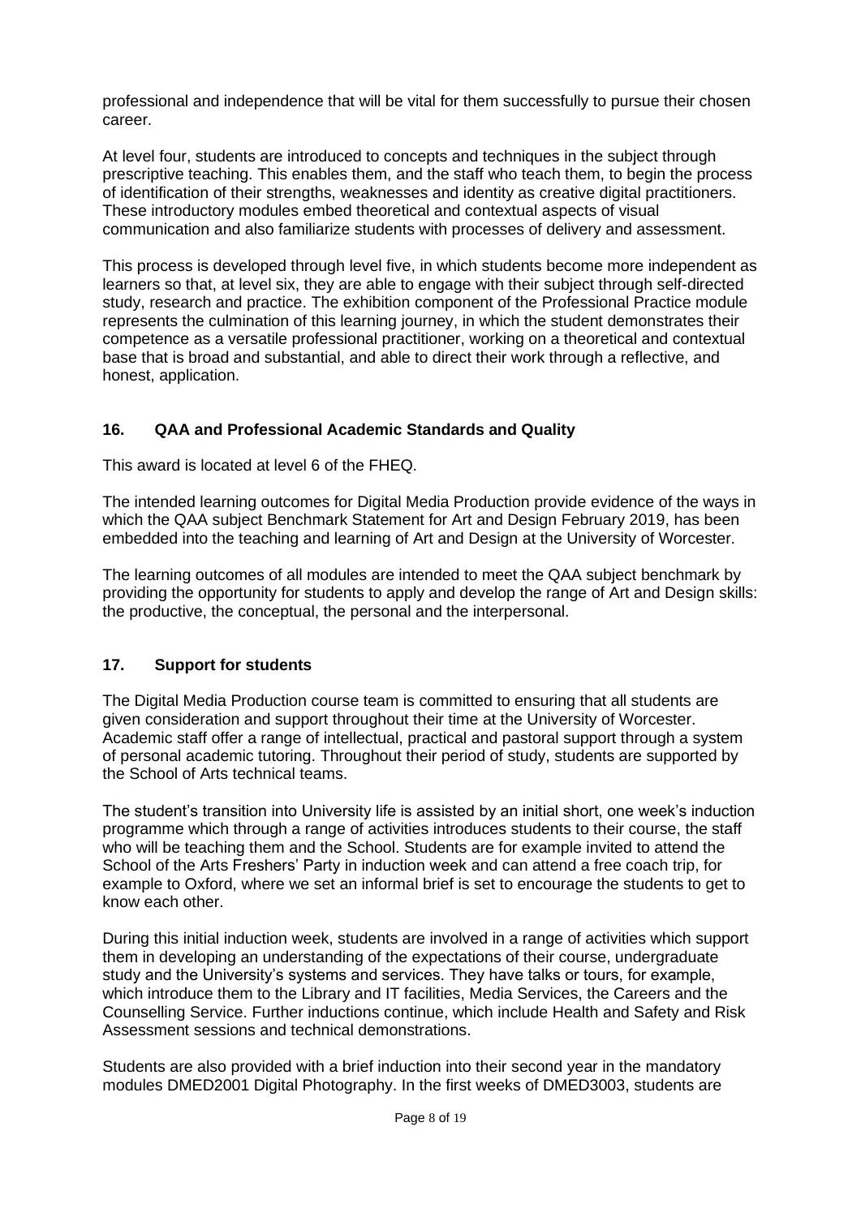professional and independence that will be vital for them successfully to pursue their chosen career.

At level four, students are introduced to concepts and techniques in the subject through prescriptive teaching. This enables them, and the staff who teach them, to begin the process of identification of their strengths, weaknesses and identity as creative digital practitioners. These introductory modules embed theoretical and contextual aspects of visual communication and also familiarize students with processes of delivery and assessment.

This process is developed through level five, in which students become more independent as learners so that, at level six, they are able to engage with their subject through self-directed study, research and practice. The exhibition component of the Professional Practice module represents the culmination of this learning journey, in which the student demonstrates their competence as a versatile professional practitioner, working on a theoretical and contextual base that is broad and substantial, and able to direct their work through a reflective, and honest, application.

## 16. QAA and Professional Academic Standards and Quality

This award is located at level 6 of the FHEQ.

The intended learning outcomes for Digital Media Production provide evidence of the ways in which the QAA subject Benchmark Statement for Art and Design February 2019, has been embedded into the teaching and learning of Art and Design at the University of Worcester.

The learning outcomes of all modules are intended to meet the QAA subject benchmark by providing the opportunity for students to apply and develop the range of Art and Design skills: the productive, the conceptual, the personal and the interpersonal.

## 17. Support for students

The Digital Media Production course team is committed to ensuring that all students are given consideration and support throughout their time at the University of Worcester. Academic staff offer a range of intellectual, practical and pastoral support through a system of personal academic tutoring. Throughout their period of study, students are supported by the School of Arts technical teams.

The student's transition into University life is assisted by an initial short, one week's induction programme which through a range of activities introduces students to their course, the staff who will be teaching them and the School. Students are for example invited to attend the School of the Arts Freshers' Party in induction week and can attend a free coach trip, for example to Oxford, where we set an informal brief is set to encourage the students to get to know each other.

During this initial induction week, students are involved in a range of activities which support them in developing an understanding of the expectations of their course, undergraduate study and the University's systems and services. They have talks or tours, for example, which introduce them to the Library and IT facilities, Media Services, the Careers and the Counselling Service. Further inductions continue, which include Health and Safety and Risk Assessment sessions and technical demonstrations.

Students are also provided with a brief induction into their second year in the mandatory modules DMED2001 Digital Photography. In the first weeks of DMED3003, students are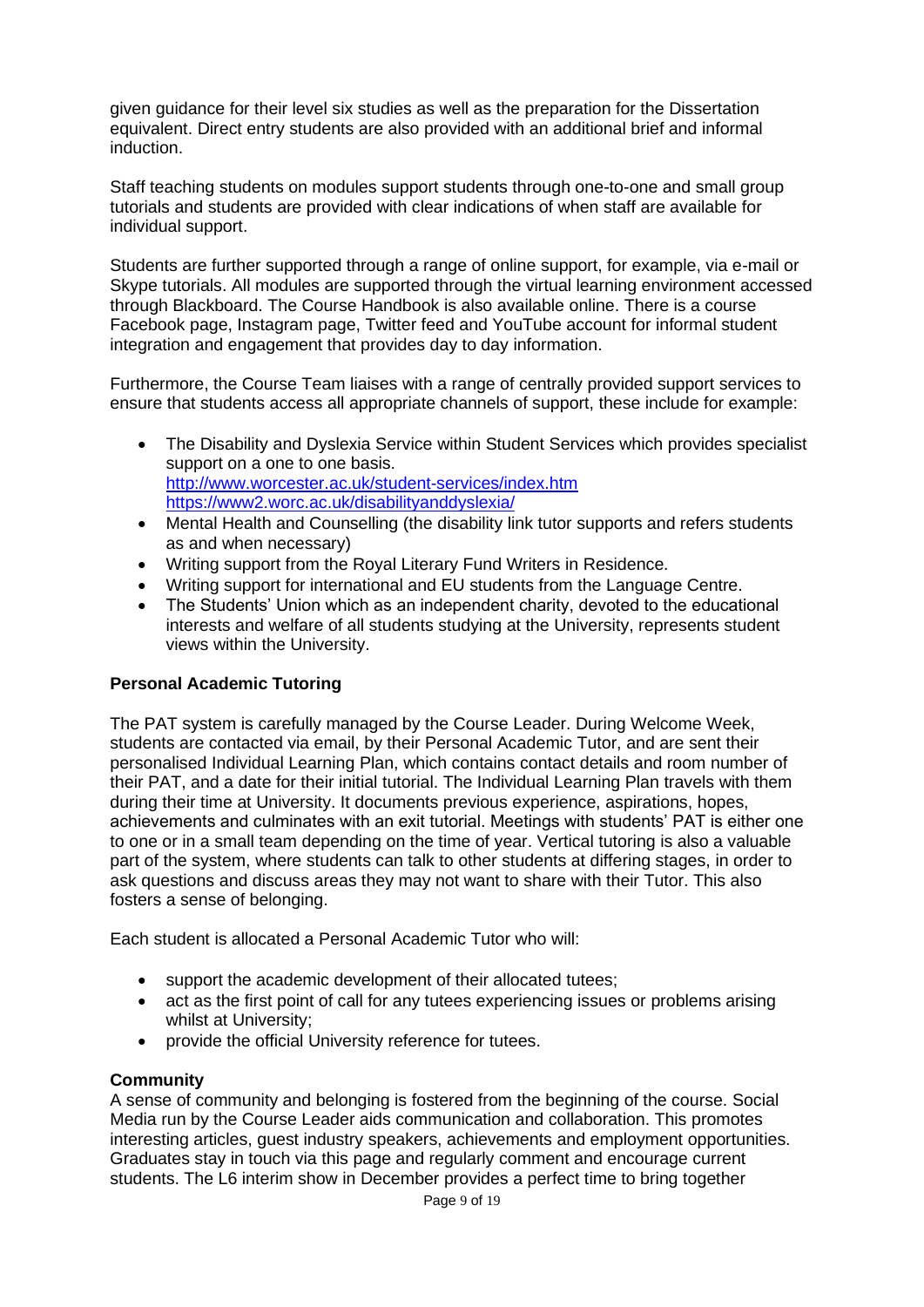given guidance for their level six studies as well as the preparation for the Dissertation equivalent. Direct entry students are also provided with an additional brief and informal induction.

Staff teaching students on modules support students through one-to-one and small group tutorials and students are provided with clear indications of when staff are available for individual support.

Students are further supported through a range of online support, for example, via e-mail or Skype tutorials. All modules are supported through the virtual learning environment accessed through Blackboard. The Course Handbook is also available online. There is a course Facebook page, Instagram page, Twitter feed and YouTube account for informal student integration and engagement that provides day to day information.

Furthermore, the Course Team liaises with a range of centrally provided support services to ensure that students access all appropriate channels of support, these include for example:

- The Disability and Dyslexia Service within Student Services which provides specialist support on a one to one basis.  
  http://www.worcester.ac.uk/student-services/index.htm  
  https://www2.worc.ac.uk/disabilityanddyslexia/
- Mental Health and Counselling (the disability link tutor supports and refers students as and when necessary)
- Writing support from the Royal Literary Fund Writers in Residence.
- Writing support for international and EU students from the Language Centre.
- The Students' Union which as an independent charity, devoted to the educational interests and welfare of all students studying at the University, represents student views within the University.

**Personal Academic Tutoring**

The PAT system is carefully managed by the Course Leader. During Welcome Week, students are contacted via email, by their Personal Academic Tutor, and are sent their personalised Individual Learning Plan, which contains contact details and room number of their PAT, and a date for their initial tutorial. The Individual Learning Plan travels with them during their time at University. It documents previous experience, aspirations, hopes, achievements and culminates with an exit tutorial. Meetings with students' PAT is either one to one or in a small team depending on the time of year. Vertical tutoring is also a valuable part of the system, where students can talk to other students at differing stages, in order to ask questions and discuss areas they may not want to share with their Tutor. This also fosters a sense of belonging.

Each student is allocated a Personal Academic Tutor who will:

- support the academic development of their allocated tutees;
- act as the first point of call for any tutees experiencing issues or problems arising whilst at University;
- provide the official University reference for tutees.

**Community**

A sense of community and belonging is fostered from the beginning of the course. Social Media run by the Course Leader aids communication and collaboration. This promotes interesting articles, guest industry speakers, achievements and employment opportunities. Graduates stay in touch via this page and regularly comment and encourage current students. The L6 interim show in December provides a perfect time to bring together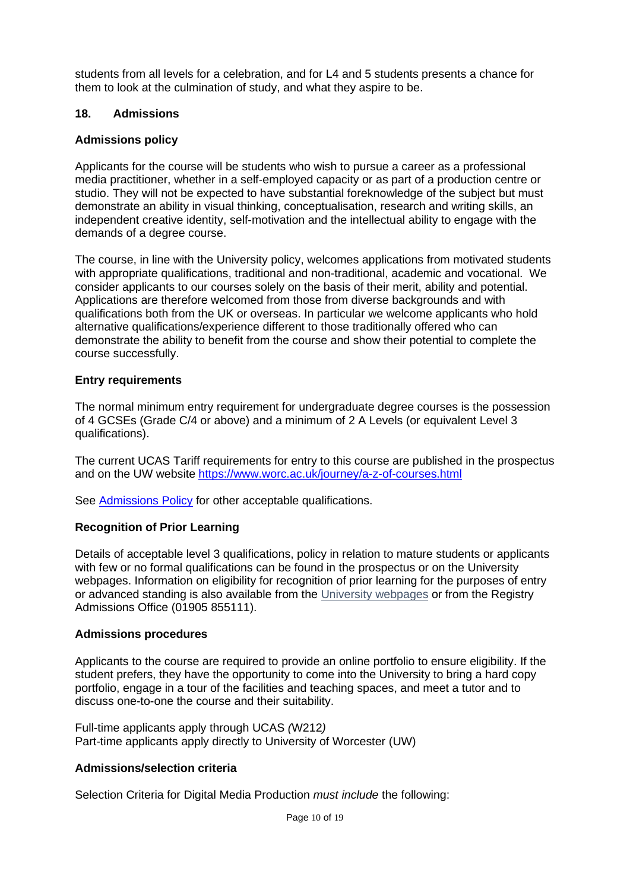students from all levels for a celebration, and for L4 and 5 students presents a chance for them to look at the culmination of study, and what they aspire to be.

## 18. Admissions

### Admissions policy

Applicants for the course will be students who wish to pursue a career as a professional media practitioner, whether in a self-employed capacity or as part of a production centre or studio. They will not be expected to have substantial foreknowledge of the subject but must demonstrate an ability in visual thinking, conceptualisation, research and writing skills, an independent creative identity, self-motivation and the intellectual ability to engage with the demands of a degree course.

The course, in line with the University policy, welcomes applications from motivated students with appropriate qualifications, traditional and non-traditional, academic and vocational. We consider applicants to our courses solely on the basis of their merit, ability and potential. Applications are therefore welcomed from those from diverse backgrounds and with qualifications both from the UK or overseas. In particular we welcome applicants who hold alternative qualifications/experience different to those traditionally offered who can demonstrate the ability to benefit from the course and show their potential to complete the course successfully.

### Entry requirements

The normal minimum entry requirement for undergraduate degree courses is the possession of 4 GCSEs (Grade C/4 or above) and a minimum of 2 A Levels (or equivalent Level 3 qualifications).

The current UCAS Tariff requirements for entry to this course are published in the prospectus and on the UW website https://www.worc.ac.uk/journey/a-z-of-courses.html

See Admissions Policy for other acceptable qualifications.

### Recognition of Prior Learning

Details of acceptable level 3 qualifications, policy in relation to mature students or applicants with few or no formal qualifications can be found in the prospectus or on the University webpages. Information on eligibility for recognition of prior learning for the purposes of entry or advanced standing is also available from the University webpages or from the Registry Admissions Office (01905 855111).

### Admissions procedures

Applicants to the course are required to provide an online portfolio to ensure eligibility. If the student prefers, they have the opportunity to come into the University to bring a hard copy portfolio, engage in a tour of the facilities and teaching spaces, and meet a tutor and to discuss one-to-one the course and their suitability.

Full-time applicants apply through UCAS *(*W212*)*
Part-time applicants apply directly to University of Worcester (UW)

### Admissions/selection criteria

Selection Criteria for Digital Media Production *must include* the following: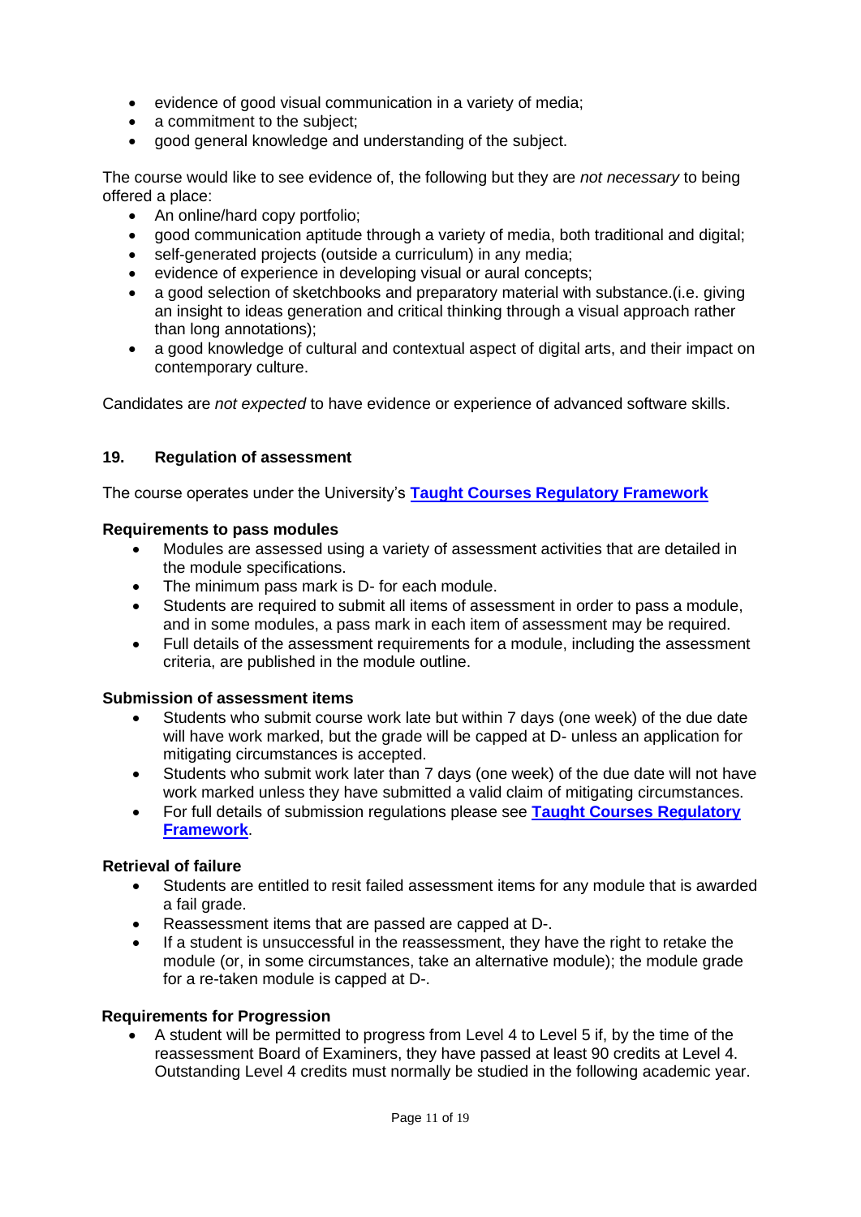- evidence of good visual communication in a variety of media;
- a commitment to the subject;
- good general knowledge and understanding of the subject.

The course would like to see evidence of, the following but they are *not necessary* to being offered a place:

- An online/hard copy portfolio;
- good communication aptitude through a variety of media, both traditional and digital;
- self-generated projects (outside a curriculum) in any media;
- evidence of experience in developing visual or aural concepts;
- a good selection of sketchbooks and preparatory material with substance.(i.e. giving an insight to ideas generation and critical thinking through a visual approach rather than long annotations);
- a good knowledge of cultural and contextual aspect of digital arts, and their impact on contemporary culture.

Candidates are *not expected* to have evidence or experience of advanced software skills.

## 19. Regulation of assessment

The course operates under the University's **Taught Courses Regulatory Framework**

**Requirements to pass modules**

- Modules are assessed using a variety of assessment activities that are detailed in the module specifications.
- The minimum pass mark is D- for each module.
- Students are required to submit all items of assessment in order to pass a module, and in some modules, a pass mark in each item of assessment may be required.
- Full details of the assessment requirements for a module, including the assessment criteria, are published in the module outline.

**Submission of assessment items**

- Students who submit course work late but within 7 days (one week) of the due date will have work marked, but the grade will be capped at D- unless an application for mitigating circumstances is accepted.
- Students who submit work later than 7 days (one week) of the due date will not have work marked unless they have submitted a valid claim of mitigating circumstances.
- For full details of submission regulations please see **Taught Courses Regulatory Framework**.

**Retrieval of failure**

- Students are entitled to resit failed assessment items for any module that is awarded a fail grade.
- Reassessment items that are passed are capped at D-.
- If a student is unsuccessful in the reassessment, they have the right to retake the module (or, in some circumstances, take an alternative module); the module grade for a re-taken module is capped at D-.

**Requirements for Progression**

- A student will be permitted to progress from Level 4 to Level 5 if, by the time of the reassessment Board of Examiners, they have passed at least 90 credits at Level 4. Outstanding Level 4 credits must normally be studied in the following academic year.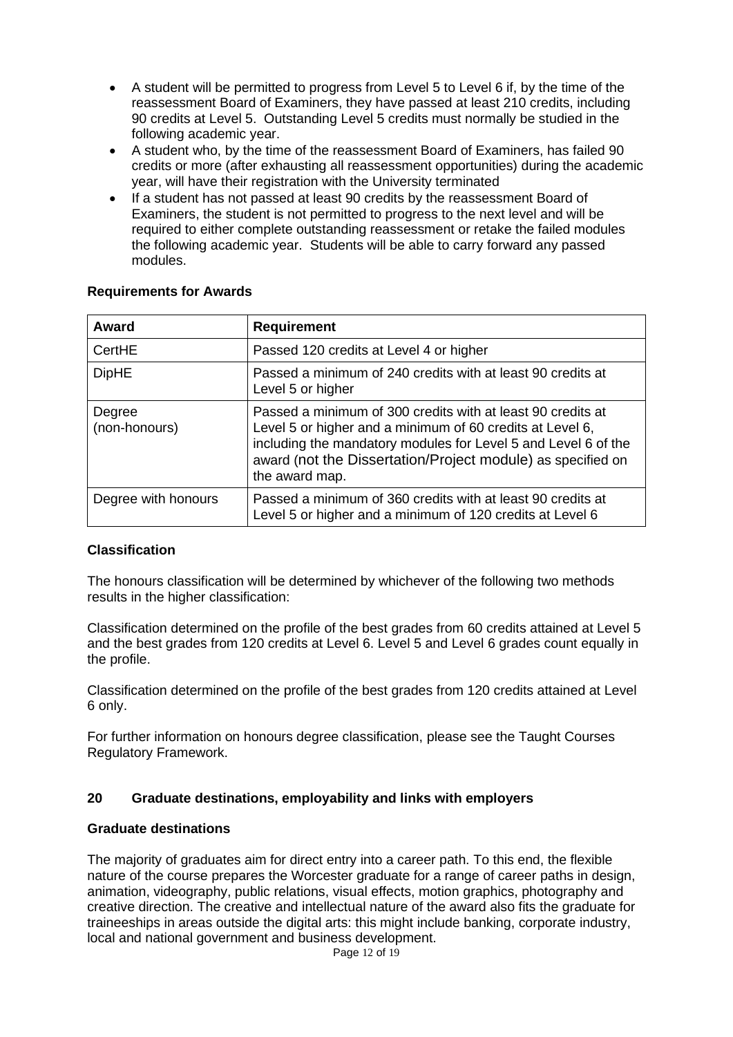- A student will be permitted to progress from Level 5 to Level 6 if, by the time of the reassessment Board of Examiners, they have passed at least 210 credits, including 90 credits at Level 5. Outstanding Level 5 credits must normally be studied in the following academic year.
- A student who, by the time of the reassessment Board of Examiners, has failed 90 credits or more (after exhausting all reassessment opportunities) during the academic year, will have their registration with the University terminated
- If a student has not passed at least 90 credits by the reassessment Board of Examiners, the student is not permitted to progress to the next level and will be required to either complete outstanding reassessment or retake the failed modules the following academic year. Students will be able to carry forward any passed modules.

**Requirements for Awards**

| Award | Requirement |
|---|---|
| CertHE | Passed 120 credits at Level 4 or higher |
| DipHE | Passed a minimum of 240 credits with at least 90 credits at Level 5 or higher |
| Degree (non-honours) | Passed a minimum of 300 credits with at least 90 credits at Level 5 or higher and a minimum of 60 credits at Level 6, including the mandatory modules for Level 5 and Level 6 of the award (not the Dissertation/Project module) as specified on the award map. |
| Degree with honours | Passed a minimum of 360 credits with at least 90 credits at Level 5 or higher and a minimum of 120 credits at Level 6 |

**Classification**

The honours classification will be determined by whichever of the following two methods results in the higher classification:

Classification determined on the profile of the best grades from 60 credits attained at Level 5 and the best grades from 120 credits at Level 6. Level 5 and Level 6 grades count equally in the profile.

Classification determined on the profile of the best grades from 120 credits attained at Level 6 only.

For further information on honours degree classification, please see the Taught Courses Regulatory Framework.

## 20 Graduate destinations, employability and links with employers

**Graduate destinations**

The majority of graduates aim for direct entry into a career path. To this end, the flexible nature of the course prepares the Worcester graduate for a range of career paths in design, animation, videography, public relations, visual effects, motion graphics, photography and creative direction. The creative and intellectual nature of the award also fits the graduate for traineeships in areas outside the digital arts: this might include banking, corporate industry, local and national government and business development.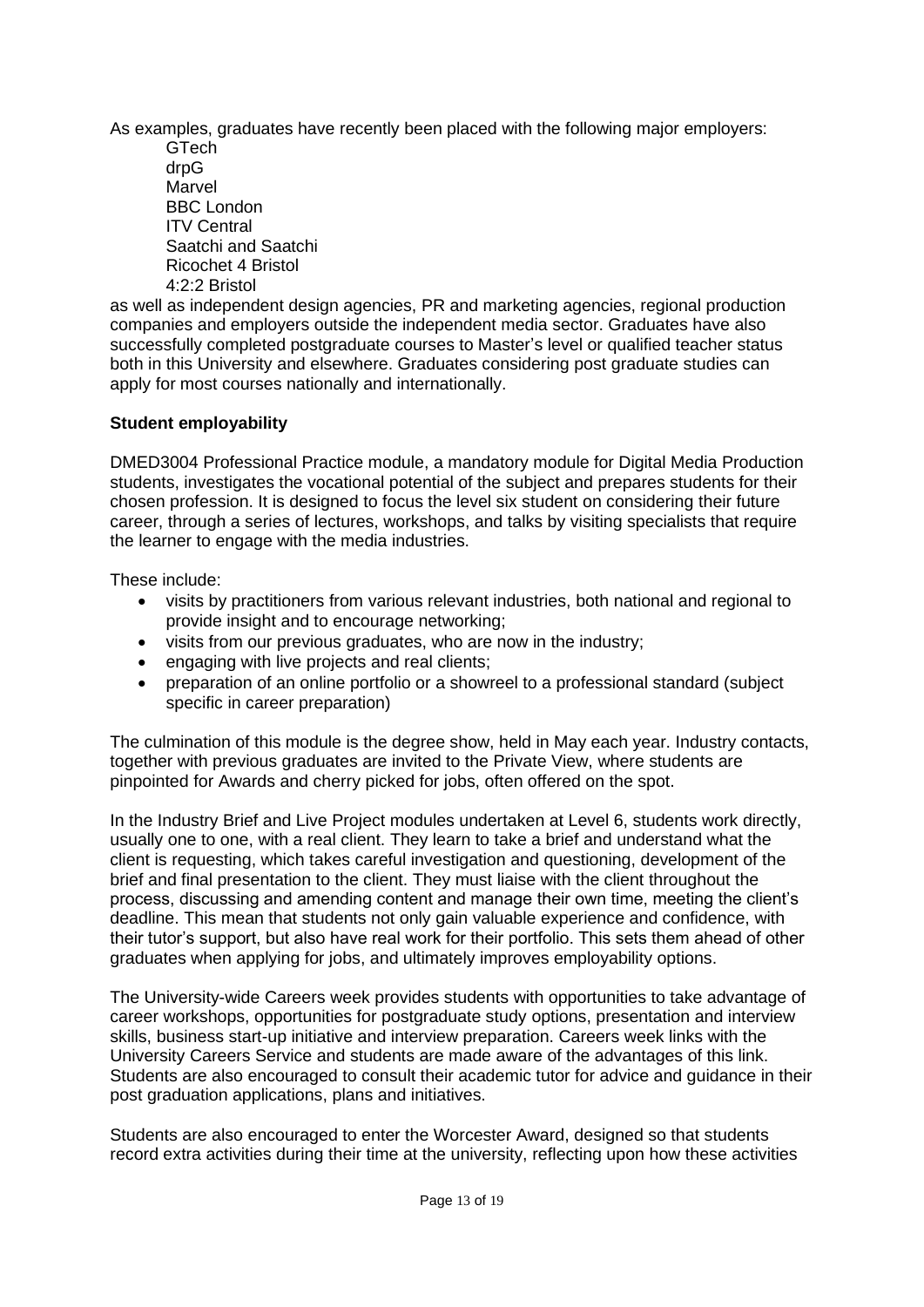As examples, graduates have recently been placed with the following major employers:

GTech
drpG
Marvel
BBC London
ITV Central
Saatchi and Saatchi
Ricochet 4 Bristol
4:2:2 Bristol

as well as independent design agencies, PR and marketing agencies, regional production companies and employers outside the independent media sector. Graduates have also successfully completed postgraduate courses to Master's level or qualified teacher status both in this University and elsewhere. Graduates considering post graduate studies can apply for most courses nationally and internationally.

**Student employability**

DMED3004 Professional Practice module, a mandatory module for Digital Media Production students, investigates the vocational potential of the subject and prepares students for their chosen profession. It is designed to focus the level six student on considering their future career, through a series of lectures, workshops, and talks by visiting specialists that require the learner to engage with the media industries.

These include:

- visits by practitioners from various relevant industries, both national and regional to provide insight and to encourage networking;
- visits from our previous graduates, who are now in the industry;
- engaging with live projects and real clients;
- preparation of an online portfolio or a showreel to a professional standard (subject specific in career preparation)

The culmination of this module is the degree show, held in May each year. Industry contacts, together with previous graduates are invited to the Private View, where students are pinpointed for Awards and cherry picked for jobs, often offered on the spot.

In the Industry Brief and Live Project modules undertaken at Level 6, students work directly, usually one to one, with a real client. They learn to take a brief and understand what the client is requesting, which takes careful investigation and questioning, development of the brief and final presentation to the client. They must liaise with the client throughout the process, discussing and amending content and manage their own time, meeting the client's deadline. This mean that students not only gain valuable experience and confidence, with their tutor's support, but also have real work for their portfolio. This sets them ahead of other graduates when applying for jobs, and ultimately improves employability options.

The University-wide Careers week provides students with opportunities to take advantage of career workshops, opportunities for postgraduate study options, presentation and interview skills, business start-up initiative and interview preparation. Careers week links with the University Careers Service and students are made aware of the advantages of this link. Students are also encouraged to consult their academic tutor for advice and guidance in their post graduation applications, plans and initiatives.

Students are also encouraged to enter the Worcester Award, designed so that students record extra activities during their time at the university, reflecting upon how these activities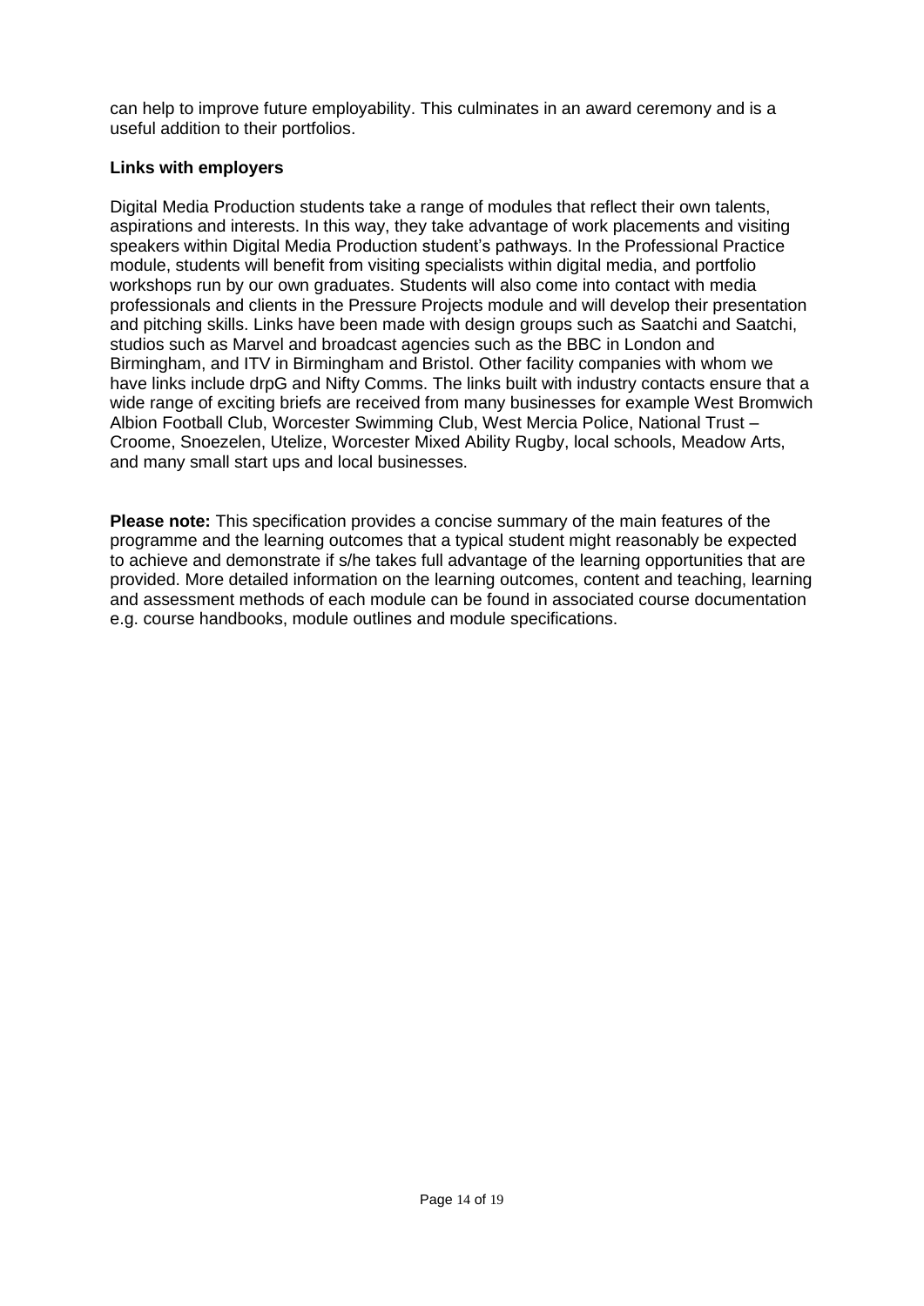can help to improve future employability. This culminates in an award ceremony and is a useful addition to their portfolios.

**Links with employers**

Digital Media Production students take a range of modules that reflect their own talents, aspirations and interests. In this way, they take advantage of work placements and visiting speakers within Digital Media Production student's pathways. In the Professional Practice module, students will benefit from visiting specialists within digital media, and portfolio workshops run by our own graduates. Students will also come into contact with media professionals and clients in the Pressure Projects module and will develop their presentation and pitching skills. Links have been made with design groups such as Saatchi and Saatchi, studios such as Marvel and broadcast agencies such as the BBC in London and Birmingham, and ITV in Birmingham and Bristol. Other facility companies with whom we have links include drpG and Nifty Comms. The links built with industry contacts ensure that a wide range of exciting briefs are received from many businesses for example West Bromwich Albion Football Club, Worcester Swimming Club, West Mercia Police, National Trust – Croome, Snoezelen, Utelize, Worcester Mixed Ability Rugby, local schools, Meadow Arts, and many small start ups and local businesses.

**Please note:** This specification provides a concise summary of the main features of the programme and the learning outcomes that a typical student might reasonably be expected to achieve and demonstrate if s/he takes full advantage of the learning opportunities that are provided. More detailed information on the learning outcomes, content and teaching, learning and assessment methods of each module can be found in associated course documentation e.g. course handbooks, module outlines and module specifications.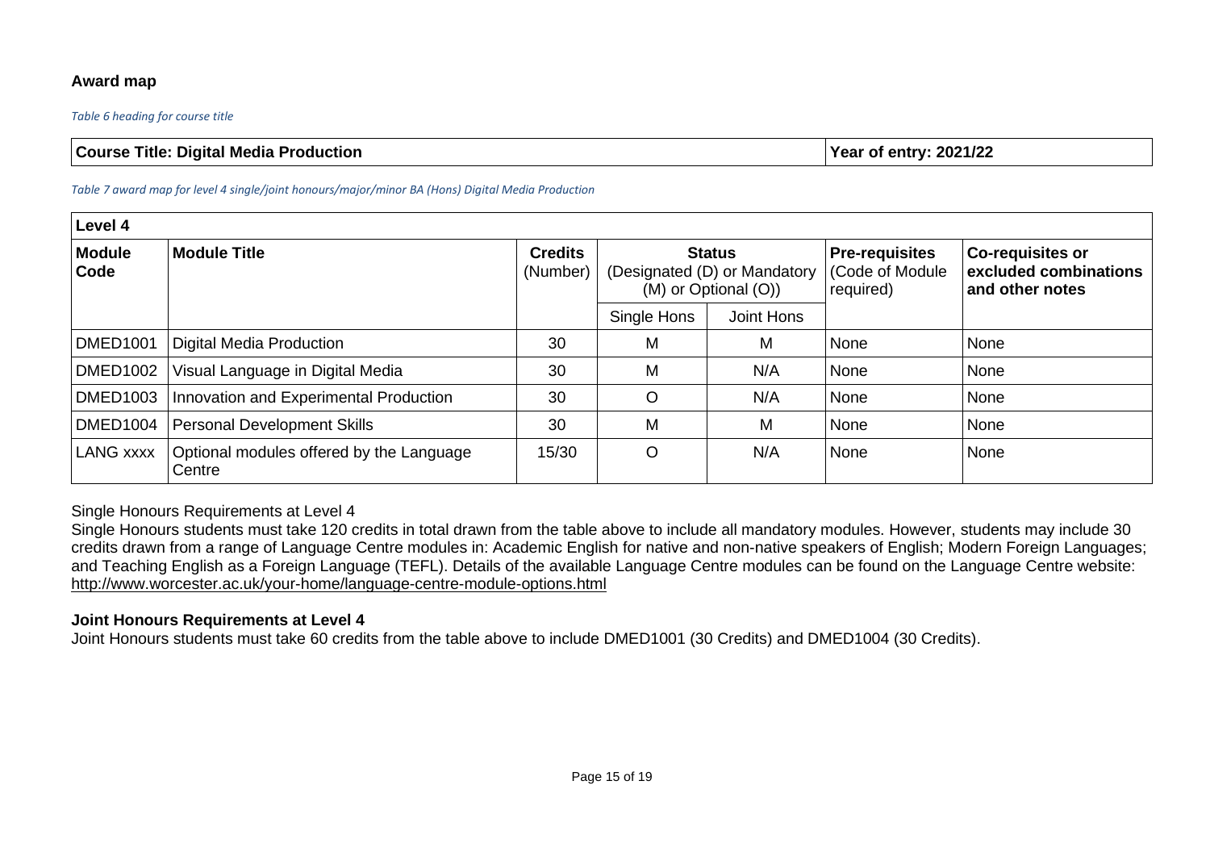### Award map

*Table 6 heading for course title*

| Course Title: Digital Media Production | Year of entry: 2021/22 |
| --- | --- |

*Table 7 award map for level 4 single/joint honours/major/minor BA (Hons) Digital Media Production*

| Level 4 | | | | | | |
| --- | --- | --- | --- | --- | --- | --- |
| **Module Code** | **Module Title** | **Credits** (Number) | **Status** (Designated (D) or Mandatory (M) or Optional (O)) | | **Pre-requisites** (Code of Module required) | **Co-requisites or excluded combinations and other notes** |
| | | | Single Hons | Joint Hons | | |
| DMED1001 | Digital Media Production | 30 | M | M | None | None |
| DMED1002 | Visual Language in Digital Media | 30 | M | N/A | None | None |
| DMED1003 | Innovation and Experimental Production | 30 | O | N/A | None | None |
| DMED1004 | Personal Development Skills | 30 | M | M | None | None |
| LANG xxxx | Optional modules offered by the Language Centre | 15/30 | O | N/A | None | None |

Single Honours Requirements at Level 4

Single Honours students must take 120 credits in total drawn from the table above to include all mandatory modules. However, students may include 30 credits drawn from a range of Language Centre modules in: Academic English for native and non-native speakers of English; Modern Foreign Languages; and Teaching English as a Foreign Language (TEFL). Details of the available Language Centre modules can be found on the Language Centre website: http://www.worcester.ac.uk/your-home/language-centre-module-options.html

**Joint Honours Requirements at Level 4**

Joint Honours students must take 60 credits from the table above to include DMED1001 (30 Credits) and DMED1004 (30 Credits).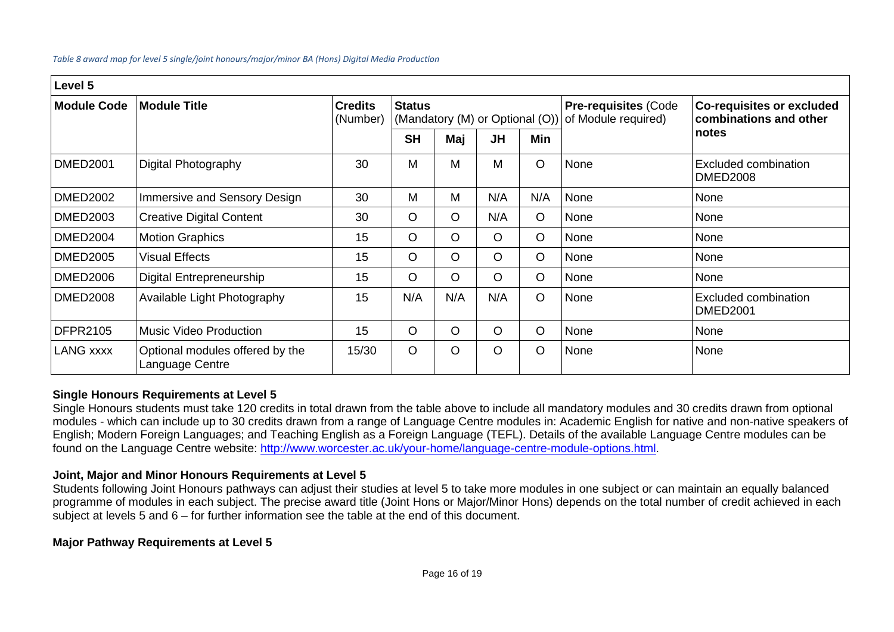*Table 8 award map for level 5 single/joint honours/major/minor BA (Hons) Digital Media Production*

| Level 5 | | | | | | | | |
|---|---|---|---|---|---|---|---|---|
| **Module Code** | **Module Title** | **Credits** (Number) | **Status** (Mandatory (M) or Optional (O)) | | | | **Pre-requisites** (Code of Module required) | **Co-requisites or excluded combinations and other notes** |
| | | | **SH** | **Maj** | **JH** | **Min** | | |
| DMED2001 | Digital Photography | 30 | M | M | M | O | None | Excluded combination DMED2008 |
| DMED2002 | Immersive and Sensory Design | 30 | M | M | N/A | N/A | None | None |
| DMED2003 | Creative Digital Content | 30 | O | O | N/A | O | None | None |
| DMED2004 | Motion Graphics | 15 | O | O | O | O | None | None |
| DMED2005 | Visual Effects | 15 | O | O | O | O | None | None |
| DMED2006 | Digital Entrepreneurship | 15 | O | O | O | O | None | None |
| DMED2008 | Available Light Photography | 15 | N/A | N/A | N/A | O | None | Excluded combination DMED2001 |
| DFPR2105 | Music Video Production | 15 | O | O | O | O | None | None |
| LANG xxxx | Optional modules offered by the Language Centre | 15/30 | O | O | O | O | None | None |

**Single Honours Requirements at Level 5**

Single Honours students must take 120 credits in total drawn from the table above to include all mandatory modules and 30 credits drawn from optional modules - which can include up to 30 credits drawn from a range of Language Centre modules in: Academic English for native and non-native speakers of English; Modern Foreign Languages; and Teaching English as a Foreign Language (TEFL). Details of the available Language Centre modules can be found on the Language Centre website: http://www.worcester.ac.uk/your-home/language-centre-module-options.html.

**Joint, Major and Minor Honours Requirements at Level 5**

Students following Joint Honours pathways can adjust their studies at level 5 to take more modules in one subject or can maintain an equally balanced programme of modules in each subject. The precise award title (Joint Hons or Major/Minor Hons) depends on the total number of credit achieved in each subject at levels 5 and 6 – for further information see the table at the end of this document.

**Major Pathway Requirements at Level 5**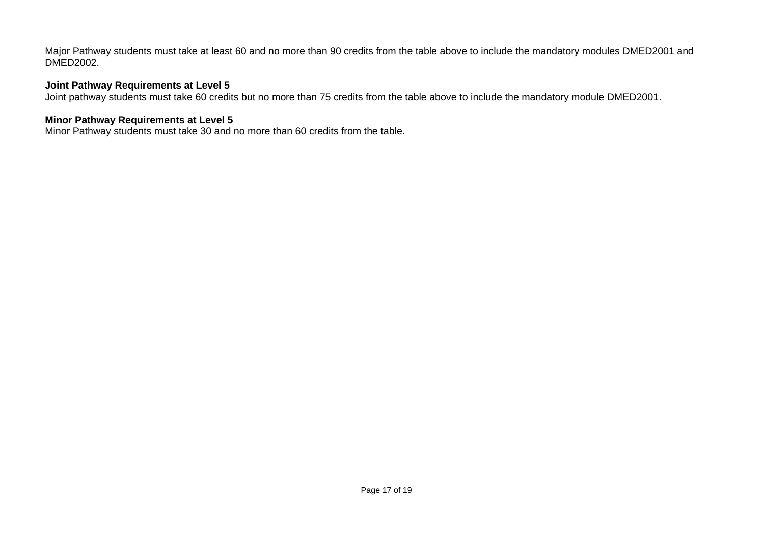Major Pathway students must take at least 60 and no more than 90 credits from the table above to include the mandatory modules DMED2001 and DMED2002.

**Joint Pathway Requirements at Level 5**
Joint pathway students must take 60 credits but no more than 75 credits from the table above to include the mandatory module DMED2001.

**Minor Pathway Requirements at Level 5**
Minor Pathway students must take 30 and no more than 60 credits from the table.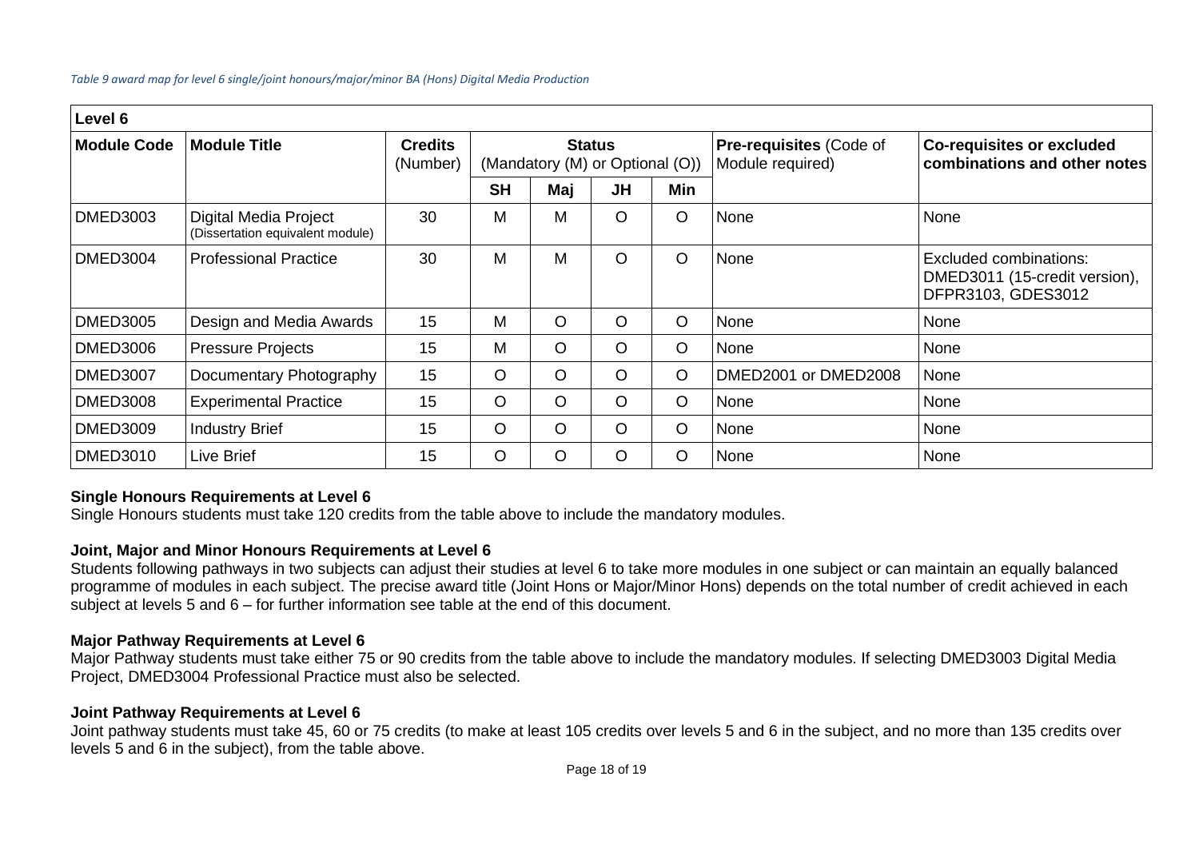*Table 9 award map for level 6 single/joint honours/major/minor BA (Hons) Digital Media Production*

| Level 6 | | | | | | | | |
|---|---|---|---|---|---|---|---|---|
| **Module Code** | **Module Title** | **Credits** (Number) | **Status** (Mandatory (M) or Optional (O)) | | | | **Pre-requisites** (Code of Module required) | **Co-requisites or excluded combinations and other notes** |
| | | | **SH** | **Maj** | **JH** | **Min** | | |
| DMED3003 | Digital Media Project (Dissertation equivalent module) | 30 | M | M | O | O | None | None |
| DMED3004 | Professional Practice | 30 | M | M | O | O | None | Excluded combinations: DMED3011 (15-credit version), DFPR3103, GDES3012 |
| DMED3005 | Design and Media Awards | 15 | M | O | O | O | None | None |
| DMED3006 | Pressure Projects | 15 | M | O | O | O | None | None |
| DMED3007 | Documentary Photography | 15 | O | O | O | O | DMED2001 or DMED2008 | None |
| DMED3008 | Experimental Practice | 15 | O | O | O | O | None | None |
| DMED3009 | Industry Brief | 15 | O | O | O | O | None | None |
| DMED3010 | Live Brief | 15 | O | O | O | O | None | None |

**Single Honours Requirements at Level 6**

Single Honours students must take 120 credits from the table above to include the mandatory modules.

**Joint, Major and Minor Honours Requirements at Level 6**

Students following pathways in two subjects can adjust their studies at level 6 to take more modules in one subject or can maintain an equally balanced programme of modules in each subject. The precise award title (Joint Hons or Major/Minor Hons) depends on the total number of credit achieved in each subject at levels 5 and 6 – for further information see table at the end of this document.

**Major Pathway Requirements at Level 6**

Major Pathway students must take either 75 or 90 credits from the table above to include the mandatory modules. If selecting DMED3003 Digital Media Project, DMED3004 Professional Practice must also be selected.

**Joint Pathway Requirements at Level 6**

Joint pathway students must take 45, 60 or 75 credits (to make at least 105 credits over levels 5 and 6 in the subject, and no more than 135 credits over levels 5 and 6 in the subject), from the table above.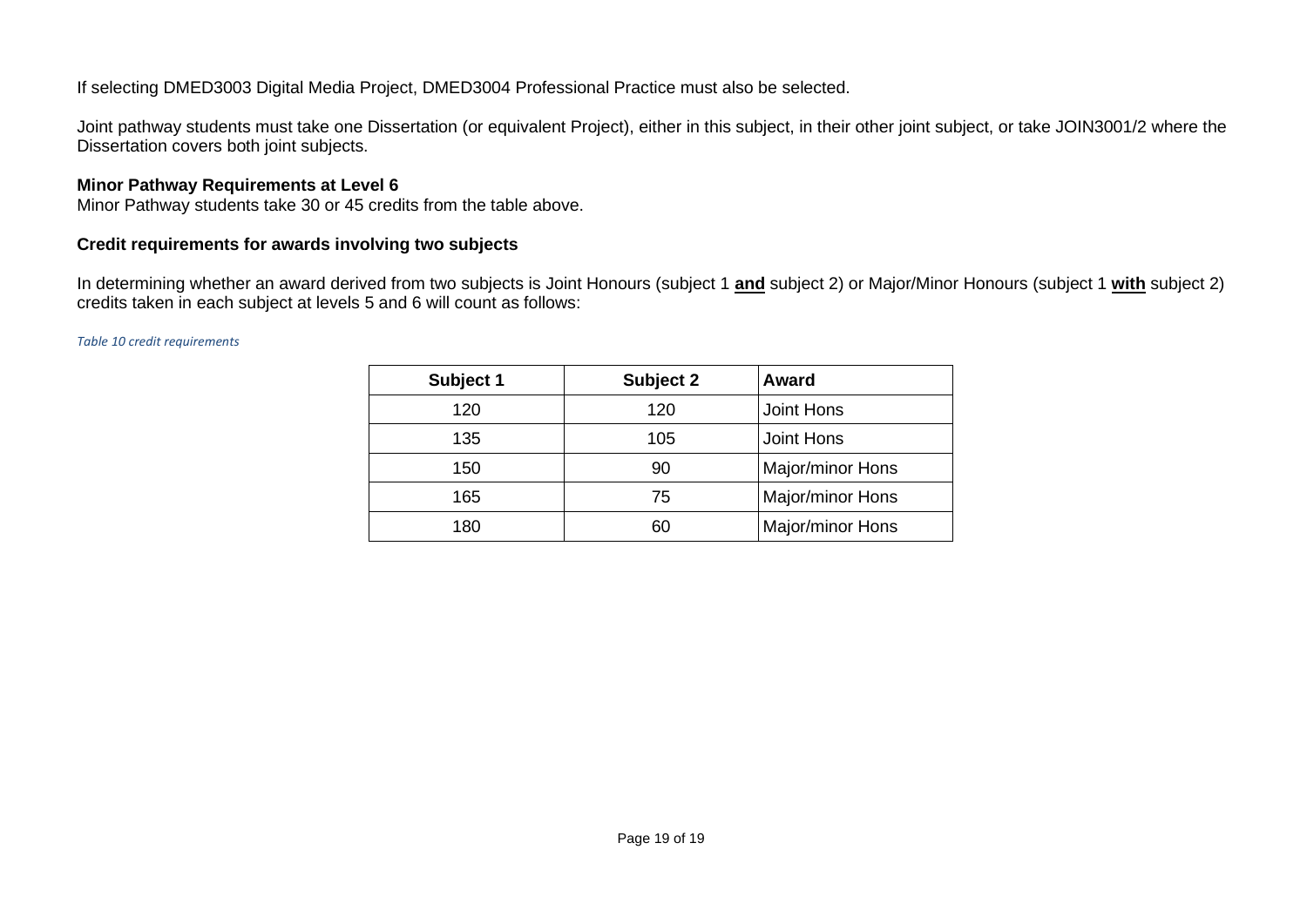If selecting DMED3003 Digital Media Project, DMED3004 Professional Practice must also be selected.

Joint pathway students must take one Dissertation (or equivalent Project), either in this subject, in their other joint subject, or take JOIN3001/2 where the Dissertation covers both joint subjects.

**Minor Pathway Requirements at Level 6**
Minor Pathway students take 30 or 45 credits from the table above.

**Credit requirements for awards involving two subjects**

In determining whether an award derived from two subjects is Joint Honours (subject 1 **and** subject 2) or Major/Minor Honours (subject 1 **with** subject 2) credits taken in each subject at levels 5 and 6 will count as follows:

*Table 10 credit requirements*

| Subject 1 | Subject 2 | Award |
|---|---|---|
| 120 | 120 | Joint Hons |
| 135 | 105 | Joint Hons |
| 150 | 90 | Major/minor Hons |
| 165 | 75 | Major/minor Hons |
| 180 | 60 | Major/minor Hons |